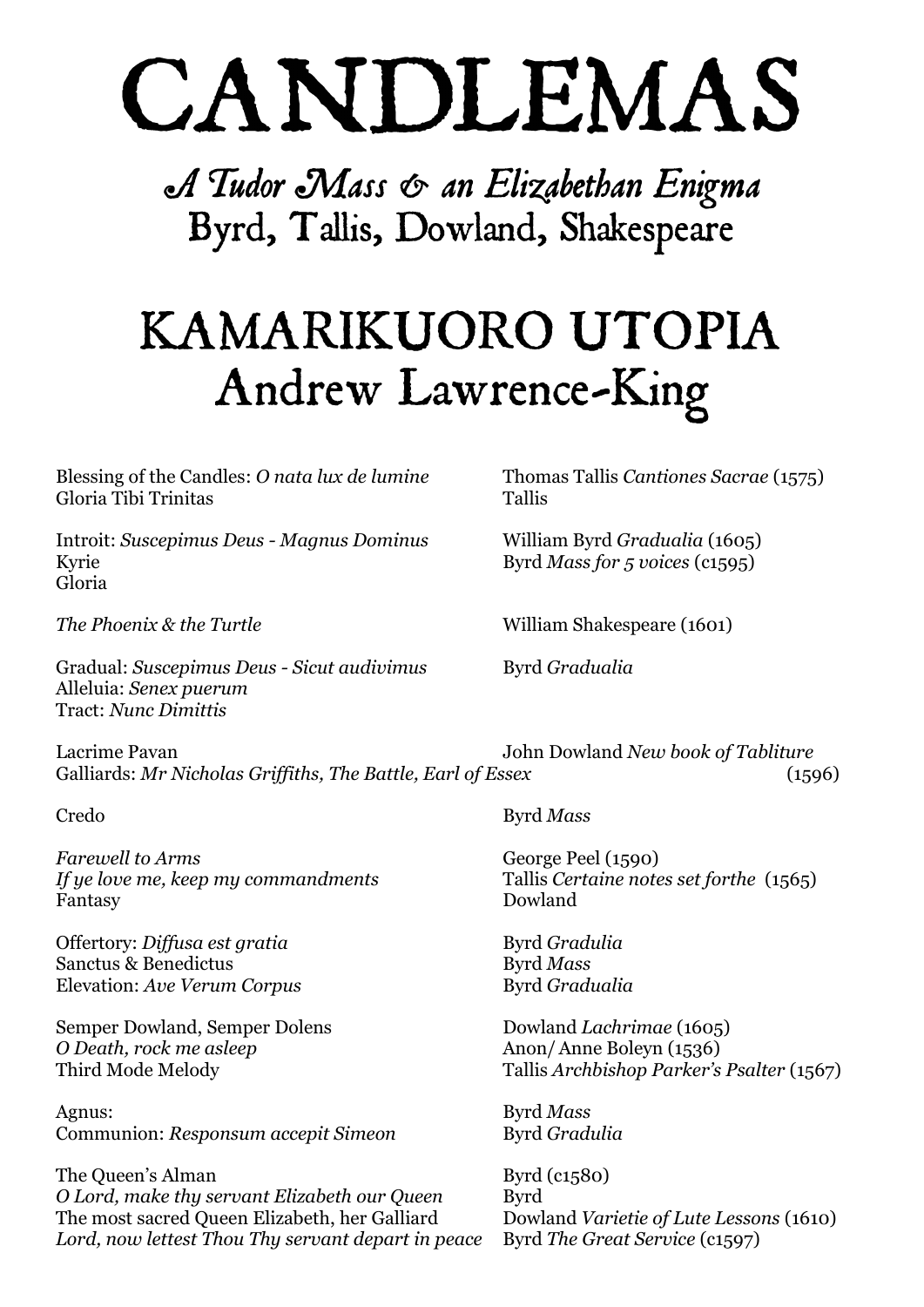# CANDLEMAS

## *A Tudor Mass & an Elizabethan Enigma*

## Byrd, Tallis, Dowland, Shakespeare

# KAMARIKUORO UTOPIA

## Andrew Lawrence-King

| | |
|---|---|
| Blessing of the Candles: *O nata lux de lumine* | Thomas Tallis *Cantiones Sacrae* (1575) |
| Gloria Tibi Trinitas | Tallis |
| | |
| Introit: *Suscepimus Deus - Magnus Dominus* | William Byrd *Gradualia* (1605) |
| Kyrie | Byrd *Mass for 5 voices* (c1595) |
| Gloria | |
| | |
| *The Phoenix & the Turtle* | William Shakespeare (1601) |
| | |
| Gradual: *Suscepimus Deus - Sicut audivimus* | Byrd *Gradualia* |
| Alleluia: *Senex puerum* | |
| Tract: *Nunc Dimittis* | |
| | |
| Lacrime Pavan | John Dowland *New book of Tabliture* |
| Galliards: *Mr Nicholas Griffiths, The Battle, Earl of Essex* | (1596) |
| | |
| Credo | Byrd *Mass* |
| | |
| *Farewell to Arms* | George Peel (1590) |
| *If ye love me, keep my commandments* | Tallis *Certaine notes set forthe* (1565) |
| Fantasy | Dowland |
| | |
| Offertory: *Diffusa est gratia* | Byrd *Gradulia* |
| Sanctus & Benedictus | Byrd *Mass* |
| Elevation: *Ave Verum Corpus* | Byrd *Gradualia* |
| | |
| Semper Dowland, Semper Dolens | Dowland *Lachrimae* (1605) |
| *O Death, rock me asleep* | Anon/ Anne Boleyn (1536) |
| Third Mode Melody | Tallis *Archbishop Parker's Psalter* (1567) |
| | |
| Agnus: | Byrd *Mass* |
| Communion: *Responsum accepit Simeon* | Byrd *Gradulia* |
| | |
| The Queen's Alman | Byrd (c1580) |
| *O Lord, make thy servant Elizabeth our Queen* | Byrd |
| The most sacred Queen Elizabeth, her Galliard | Dowland *Varietie of Lute Lessons* (1610) |
| *Lord, now lettest Thou Thy servant depart in peace* | Byrd *The Great Service* (c1597) |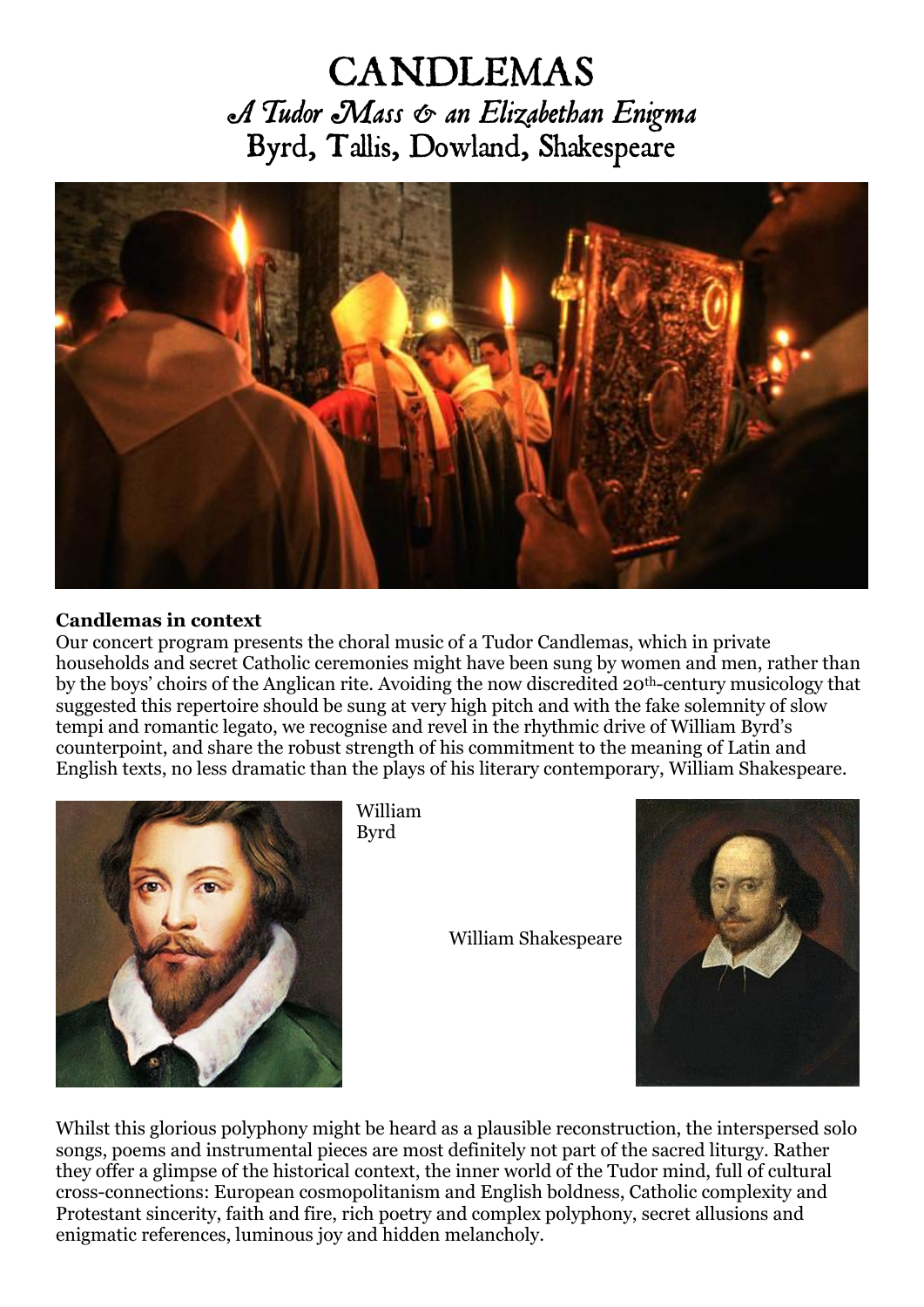# CANDLEMAS

*A Tudor Mass & an Elizabethan Enigma*

Byrd, Tallis, Dowland, Shakespeare

**Candlemas in context**

Our concert program presents the choral music of a Tudor Candlemas, which in private households and secret Catholic ceremonies might have been sung by women and men, rather than by the boys' choirs of the Anglican rite. Avoiding the now discredited 20th-century musicology that suggested this repertoire should be sung at very high pitch and with the fake solemnity of slow tempi and romantic legato, we recognise and revel in the rhythmic drive of William Byrd's counterpoint, and share the robust strength of his commitment to the meaning of Latin and English texts, no less dramatic than the plays of his literary contemporary, William Shakespeare.

William Byrd

William Shakespeare

Whilst this glorious polyphony might be heard as a plausible reconstruction, the interspersed solo songs, poems and instrumental pieces are most definitely not part of the sacred liturgy. Rather they offer a glimpse of the historical context, the inner world of the Tudor mind, full of cultural cross-connections: European cosmopolitanism and English boldness, Catholic complexity and Protestant sincerity, faith and fire, rich poetry and complex polyphony, secret allusions and enigmatic references, luminous joy and hidden melancholy.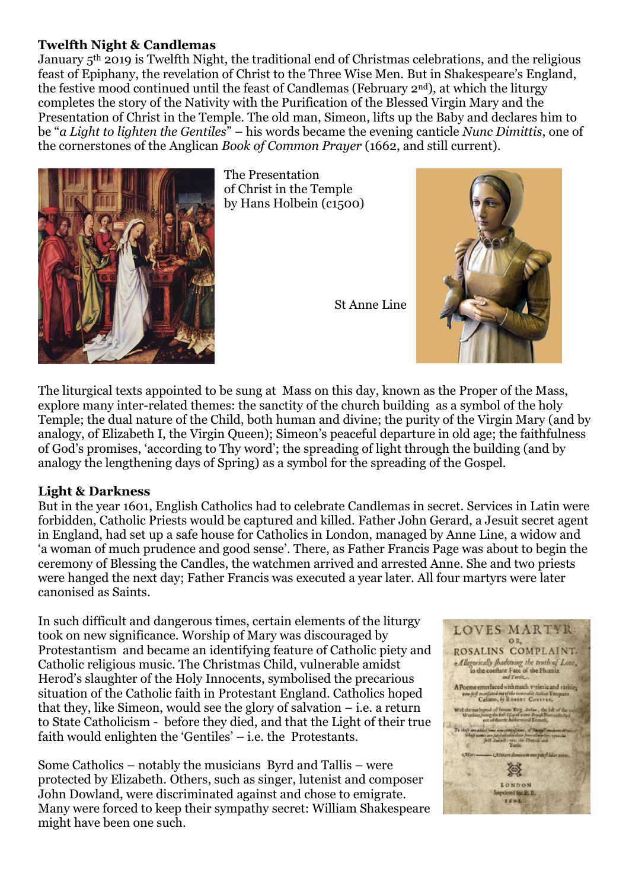**Twelfth Night & Candlemas**

January 5th 2019 is Twelfth Night, the traditional end of Christmas celebrations, and the religious feast of Epiphany, the revelation of Christ to the Three Wise Men. But in Shakespeare's England, the festive mood continued until the feast of Candlemas (February 2nd), at which the liturgy completes the story of the Nativity with the Purification of the Blessed Virgin Mary and the Presentation of Christ in the Temple. The old man, Simeon, lifts up the Baby and declares him to be "*a Light to lighten the Gentiles*" – his words became the evening canticle *Nunc Dimittis*, one of the cornerstones of the Anglican *Book of Common Prayer* (1662, and still current).

The Presentation of Christ in the Temple by Hans Holbein (c1500)

St Anne Line

The liturgical texts appointed to be sung at Mass on this day, known as the Proper of the Mass, explore many inter-related themes: the sanctity of the church building as a symbol of the holy Temple; the dual nature of the Child, both human and divine; the purity of the Virgin Mary (and by analogy, of Elizabeth I, the Virgin Queen); Simeon's peaceful departure in old age; the faithfulness of God's promises, 'according to Thy word'; the spreading of light through the building (and by analogy the lengthening days of Spring) as a symbol for the spreading of the Gospel.

**Light & Darkness**

But in the year 1601, English Catholics had to celebrate Candlemas in secret. Services in Latin were forbidden, Catholic Priests would be captured and killed. Father John Gerard, a Jesuit secret agent in England, had set up a safe house for Catholics in London, managed by Anne Line, a widow and 'a woman of much prudence and good sense'. There, as Father Francis Page was about to begin the ceremony of Blessing the Candles, the watchmen arrived and arrested Anne. She and two priests were hanged the next day; Father Francis was executed a year later. All four martyrs were later canonised as Saints.

In such difficult and dangerous times, certain elements of the liturgy took on new significance. Worship of Mary was discouraged by Protestantism and became an identifying feature of Catholic piety and Catholic religious music. The Christmas Child, vulnerable amidst Herod's slaughter of the Holy Innocents, symbolised the precarious situation of the Catholic faith in Protestant England. Catholics hoped that they, like Simeon, would see the glory of salvation – i.e. a return to State Catholicism - before they died, and that the Light of their true faith would enlighten the 'Gentiles' – i.e. the Protestants.

Some Catholics – notably the musicians Byrd and Tallis – were protected by Elizabeth. Others, such as singer, lutenist and composer John Dowland, were discriminated against and chose to emigrate. Many were forced to keep their sympathy secret: William Shakespeare might have been one such.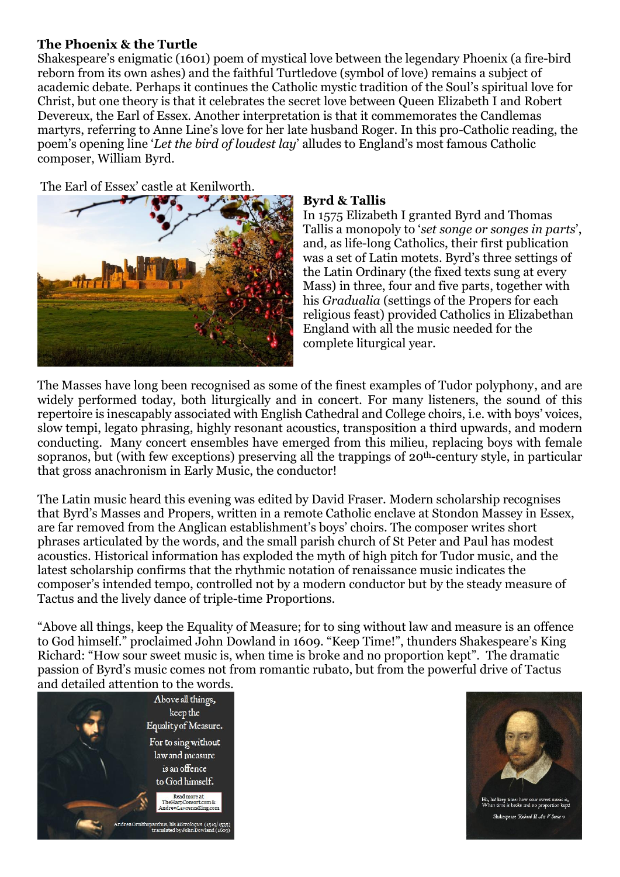**The Phoenix & the Turtle**

Shakespeare's enigmatic (1601) poem of mystical love between the legendary Phoenix (a fire-bird reborn from its own ashes) and the faithful Turtledove (symbol of love) remains a subject of academic debate. Perhaps it continues the Catholic mystic tradition of the Soul's spiritual love for Christ, but one theory is that it celebrates the secret love between Queen Elizabeth I and Robert Devereux, the Earl of Essex. Another interpretation is that it commemorates the Candlemas martyrs, referring to Anne Line's love for her late husband Roger. In this pro-Catholic reading, the poem's opening line '*Let the bird of loudest lay*' alludes to England's most famous Catholic composer, William Byrd.

The Earl of Essex' castle at Kenilworth.

**Byrd & Tallis**

In 1575 Elizabeth I granted Byrd and Thomas Tallis a monopoly to '*set songe or songes in parts*', and, as life-long Catholics, their first publication was a set of Latin motets. Byrd's three settings of the Latin Ordinary (the fixed texts sung at every Mass) in three, four and five parts, together with his *Gradualia* (settings of the Propers for each religious feast) provided Catholics in Elizabethan England with all the music needed for the complete liturgical year.

The Masses have long been recognised as some of the finest examples of Tudor polyphony, and are widely performed today, both liturgically and in concert. For many listeners, the sound of this repertoire is inescapably associated with English Cathedral and College choirs, i.e. with boys' voices, slow tempi, legato phrasing, highly resonant acoustics, transposition a third upwards, and modern conducting. Many concert ensembles have emerged from this milieu, replacing boys with female sopranos, but (with few exceptions) preserving all the trappings of 20th-century style, in particular that gross anachronism in Early Music, the conductor!

The Latin music heard this evening was edited by David Fraser. Modern scholarship recognises that Byrd's Masses and Propers, written in a remote Catholic enclave at Stondon Massey in Essex, are far removed from the Anglican establishment's boys' choirs. The composer writes short phrases articulated by the words, and the small parish church of St Peter and Paul has modest acoustics. Historical information has exploded the myth of high pitch for Tudor music, and the latest scholarship confirms that the rhythmic notation of renaissance music indicates the composer's intended tempo, controlled not by a modern conductor but by the steady measure of Tactus and the lively dance of triple-time Proportions.

"Above all things, keep the Equality of Measure; for to sing without law and measure is an offence to God himself." proclaimed John Dowland in 1609. "Keep Time!", thunders Shakespeare's King Richard: "How sour sweet music is, when time is broke and no proportion kept". The dramatic passion of Byrd's music comes not from romantic rubato, but from the powerful drive of Tactus and detailed attention to the words.

Above all things, keep the Equality of Measure. For to sing without law and measure is an offence to God himself.

Read more at: TheHarpConsort.com & AndrewLawrenceKing.com

Andrea Ornithoparchus, his *Micrologus* (1519/1535) translated by John Dowland (1609)

Ha, ha! keep time: how sour sweet music is, When time is broke and no proportion kept!

Shakespeare *Richard II Act V Scene 5*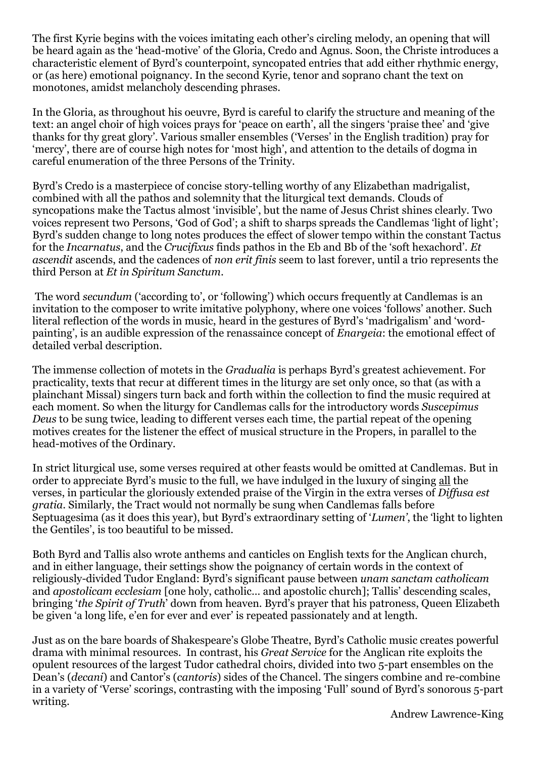The first Kyrie begins with the voices imitating each other's circling melody, an opening that will be heard again as the 'head-motive' of the Gloria, Credo and Agnus. Soon, the Christe introduces a characteristic element of Byrd's counterpoint, syncopated entries that add either rhythmic energy, or (as here) emotional poignancy. In the second Kyrie, tenor and soprano chant the text on monotones, amidst melancholy descending phrases.

In the Gloria, as throughout his oeuvre, Byrd is careful to clarify the structure and meaning of the text: an angel choir of high voices prays for 'peace on earth', all the singers 'praise thee' and 'give thanks for thy great glory'. Various smaller ensembles ('Verses' in the English tradition) pray for 'mercy', there are of course high notes for 'most high', and attention to the details of dogma in careful enumeration of the three Persons of the Trinity.

Byrd's Credo is a masterpiece of concise story-telling worthy of any Elizabethan madrigalist, combined with all the pathos and solemnity that the liturgical text demands. Clouds of syncopations make the Tactus almost 'invisible', but the name of Jesus Christ shines clearly. Two voices represent two Persons, 'God of God'; a shift to sharps spreads the Candlemas 'light of light'; Byrd's sudden change to long notes produces the effect of slower tempo within the constant Tactus for the *Incarnatus*, and the *Crucifixus* finds pathos in the Eb and Bb of the 'soft hexachord'. *Et ascendit* ascends, and the cadences of *non erit finis* seem to last forever, until a trio represents the third Person at *Et in Spiritum Sanctum*.

The word *secundum* ('according to', or 'following') which occurs frequently at Candlemas is an invitation to the composer to write imitative polyphony, where one voices 'follows' another. Such literal reflection of the words in music, heard in the gestures of Byrd's 'madrigalism' and 'word-painting', is an audible expression of the renassaince concept of *Enargeia*: the emotional effect of detailed verbal description.

The immense collection of motets in the *Gradualia* is perhaps Byrd's greatest achievement. For practicality, texts that recur at different times in the liturgy are set only once, so that (as with a plainchant Missal) singers turn back and forth within the collection to find the music required at each moment. So when the liturgy for Candlemas calls for the introductory words *Suscepimus Deus* to be sung twice, leading to different verses each time, the partial repeat of the opening motives creates for the listener the effect of musical structure in the Propers, in parallel to the head-motives of the Ordinary.

In strict liturgical use, some verses required at other feasts would be omitted at Candlemas. But in order to appreciate Byrd's music to the full, we have indulged in the luxury of singing <u>all</u> the verses, in particular the gloriously extended praise of the Virgin in the extra verses of *Diffusa est gratia*. Similarly, the Tract would not normally be sung when Candlemas falls before Septuagesima (as it does this year), but Byrd's extraordinary setting of '*Lumen*', the 'light to lighten the Gentiles', is too beautiful to be missed.

Both Byrd and Tallis also wrote anthems and canticles on English texts for the Anglican church, and in either language, their settings show the poignancy of certain words in the context of religiously-divided Tudor England: Byrd's significant pause between *unam sanctam catholicam* and *apostolicam ecclesiam* [one holy, catholic… and apostolic church]; Tallis' descending scales, bringing '*the Spirit of Truth*' down from heaven. Byrd's prayer that his patroness, Queen Elizabeth be given 'a long life, e'en for ever and ever' is repeated passionately and at length.

Just as on the bare boards of Shakespeare's Globe Theatre, Byrd's Catholic music creates powerful drama with minimal resources. In contrast, his *Great Service* for the Anglican rite exploits the opulent resources of the largest Tudor cathedral choirs, divided into two 5-part ensembles on the Dean's (*decani*) and Cantor's (*cantoris*) sides of the Chancel. The singers combine and re-combine in a variety of 'Verse' scorings, contrasting with the imposing 'Full' sound of Byrd's sonorous 5-part writing.

Andrew Lawrence-King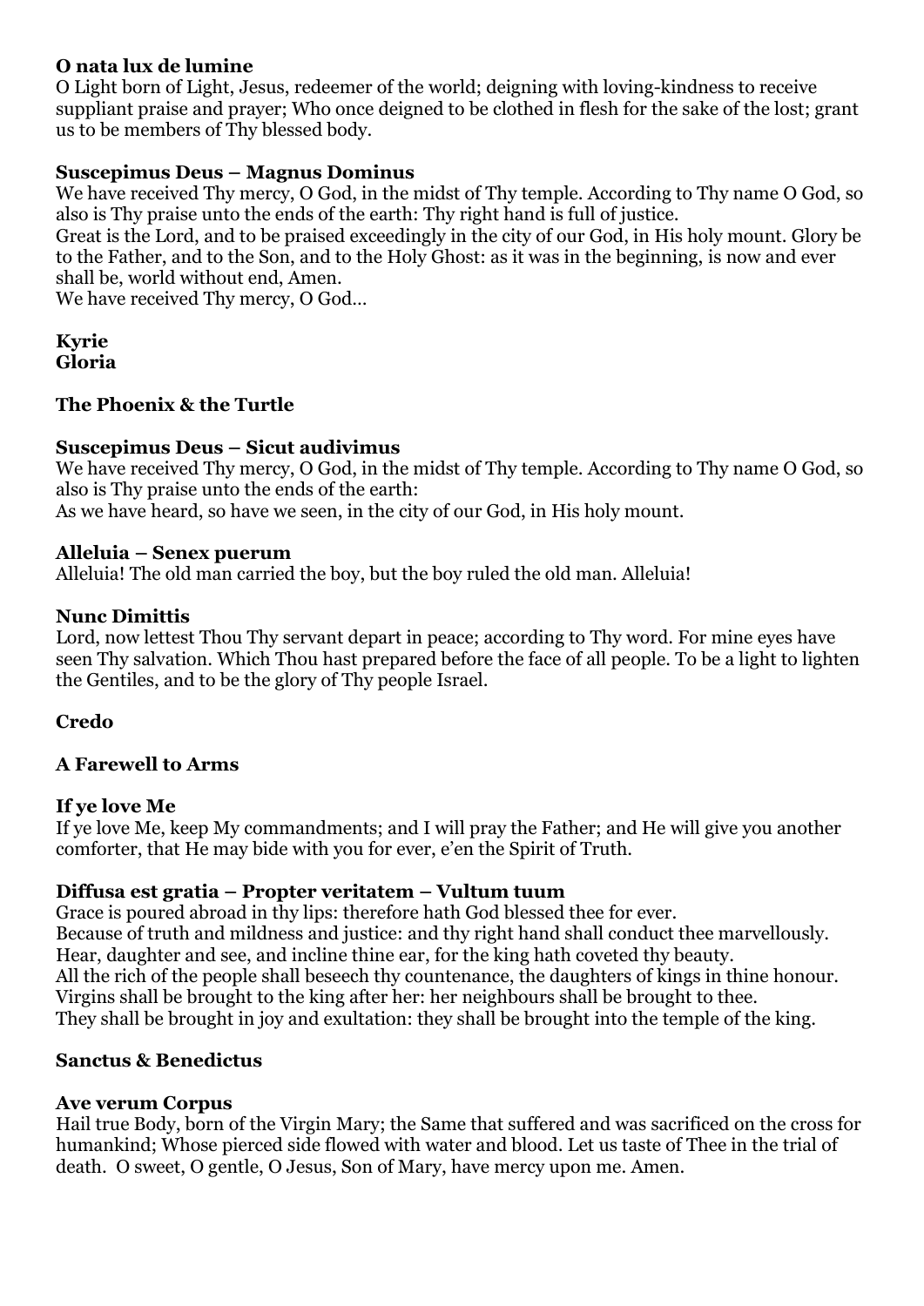**O nata lux de lumine**
O Light born of Light, Jesus, redeemer of the world; deigning with loving-kindness to receive suppliant praise and prayer; Who once deigned to be clothed in flesh for the sake of the lost; grant us to be members of Thy blessed body.

**Suscepimus Deus – Magnus Dominus**
We have received Thy mercy, O God, in the midst of Thy temple. According to Thy name O God, so also is Thy praise unto the ends of the earth: Thy right hand is full of justice.
Great is the Lord, and to be praised exceedingly in the city of our God, in His holy mount. Glory be to the Father, and to the Son, and to the Holy Ghost: as it was in the beginning, is now and ever shall be, world without end, Amen.
We have received Thy mercy, O God…

**Kyrie**
**Gloria**

**The Phoenix & the Turtle**

**Suscepimus Deus – Sicut audivimus**
We have received Thy mercy, O God, in the midst of Thy temple. According to Thy name O God, so also is Thy praise unto the ends of the earth:
As we have heard, so have we seen, in the city of our God, in His holy mount.

**Alleluia – Senex puerum**
Alleluia! The old man carried the boy, but the boy ruled the old man. Alleluia!

**Nunc Dimittis**
Lord, now lettest Thou Thy servant depart in peace; according to Thy word. For mine eyes have seen Thy salvation. Which Thou hast prepared before the face of all people. To be a light to lighten the Gentiles, and to be the glory of Thy people Israel.

**Credo**

**A Farewell to Arms**

**If ye love Me**
If ye love Me, keep My commandments; and I will pray the Father; and He will give you another comforter, that He may bide with you for ever, e'en the Spirit of Truth.

**Diffusa est gratia – Propter veritatem – Vultum tuum**
Grace is poured abroad in thy lips: therefore hath God blessed thee for ever.
Because of truth and mildness and justice: and thy right hand shall conduct thee marvellously.
Hear, daughter and see, and incline thine ear, for the king hath coveted thy beauty.
All the rich of the people shall beseech thy countenance, the daughters of kings in thine honour.
Virgins shall be brought to the king after her: her neighbours shall be brought to thee.
They shall be brought in joy and exultation: they shall be brought into the temple of the king.

**Sanctus & Benedictus**

**Ave verum Corpus**
Hail true Body, born of the Virgin Mary; the Same that suffered and was sacrificed on the cross for humankind; Whose pierced side flowed with water and blood. Let us taste of Thee in the trial of death. O sweet, O gentle, O Jesus, Son of Mary, have mercy upon me. Amen.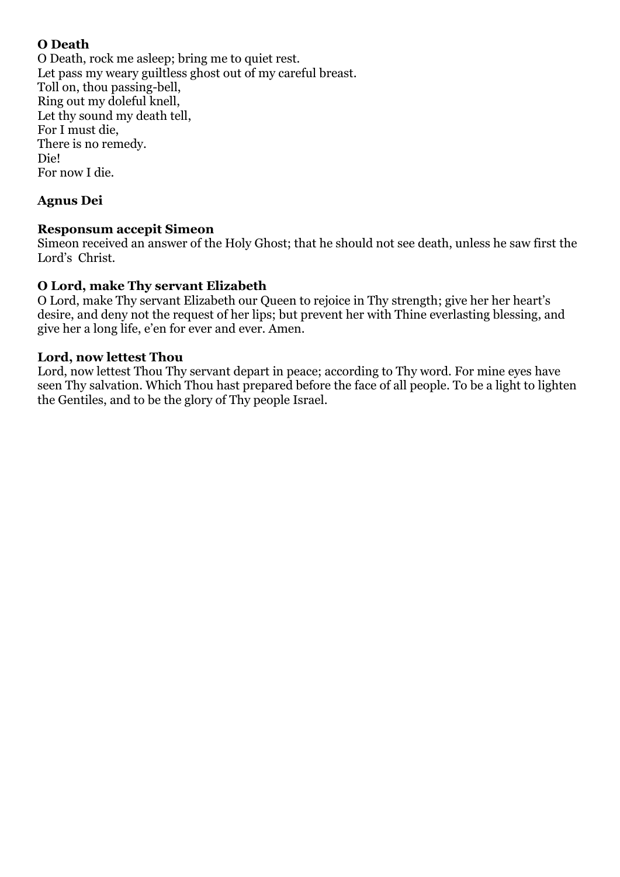**O Death**

O Death, rock me asleep; bring me to quiet rest.
Let pass my weary guiltless ghost out of my careful breast.
Toll on, thou passing-bell,
Ring out my doleful knell,
Let thy sound my death tell,
For I must die,
There is no remedy.
Die!
For now I die.

**Agnus Dei**

**Responsum accepit Simeon**

Simeon received an answer of the Holy Ghost; that he should not see death, unless he saw first the Lord's Christ.

**O Lord, make Thy servant Elizabeth**

O Lord, make Thy servant Elizabeth our Queen to rejoice in Thy strength; give her her heart's desire, and deny not the request of her lips; but prevent her with Thine everlasting blessing, and give her a long life, e'en for ever and ever. Amen.

**Lord, now lettest Thou**

Lord, now lettest Thou Thy servant depart in peace; according to Thy word. For mine eyes have seen Thy salvation. Which Thou hast prepared before the face of all people. To be a light to lighten the Gentiles, and to be the glory of Thy people Israel.